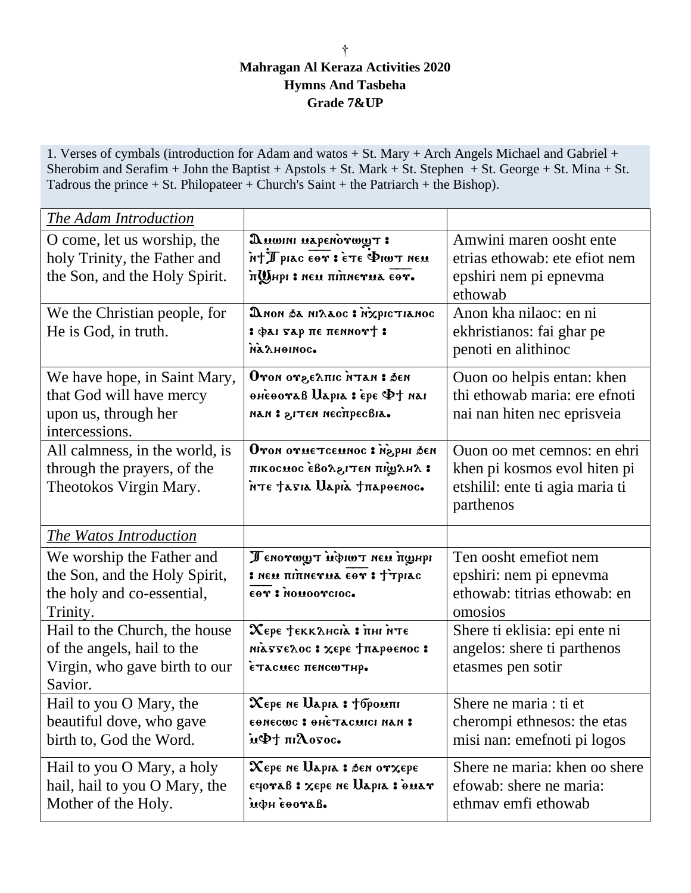†

**Mahragan Al Keraza Activities 2020**
**Hymns And Tasbeha**
**Grade 7&UP**

1. Verses of cymbals (introduction for Adam and watos + St. Mary + Arch Angels Michael and Gabriel + Sherobim and Serafim + John the Baptist + Apstols + St. Mark + St. Stephen + St. George + St. Mina + St. Tadrous the prince + St. Philopateer + Church's Saint + the Patriarch + the Bishop).

| *The Adam Introduction* | | |
|---|---|---|
| O come, let us worship, the holy Trinity, the Father and the Son, and the Holy Spirit. | Ⲁⲙⲱⲓⲛⲓ ⲙⲁⲣⲉⲛⲟⲩⲱϣⲧ : ⲛ̀ϯⲦⲣⲓⲁⲥ ⲉⲑⲟⲩ : ⲉ̀ⲧⲉ Ⲫⲓⲱⲧ ⲛⲉⲙ ⲡ̀Ϣⲏⲣⲓ : ⲛⲉⲙ ⲡⲓⲡ̀ⲛⲉⲩⲙⲁ ⲉⲑⲟⲩ. | Amwini maren oosht ente etrias ethowab: ete efiot nem epshiri nem pi epnevma ethowab |
| We the Christian people, for He is God, in truth. | Ⲁⲛⲟⲛ ϧⲁ ⲛⲓⲗⲁⲟⲥ : ⲛ̀ⲭ̀ⲣⲓⲥⲧⲓⲁⲛⲟⲥ : ⲫⲁⲓ ⲅⲁⲣ ⲡⲉ ⲡⲉⲛⲛⲟⲩϯ : ⲛ̀ⲁ̀ⲗⲏⲑⲓⲛⲟⲥ. | Anon kha nilaoc: en ni ekhristianos: fai ghar pe penoti en alithinoc |
| We have hope, in Saint Mary, that God will have mercy upon us, through her intercessions. | Ⲟⲩⲟⲛ ⲟⲩϩⲉⲗⲡⲓⲥ ⲛ̀ⲧⲁⲛ : ϧⲉⲛ ⲑⲏⲉ̀ⲑⲟⲩⲁⲃ Ⲙⲁⲣⲓⲁ : ⲉ̀ⲣⲉ Ⲫϯ ⲛⲁⲓ ⲛⲁⲛ : ϩⲓⲧⲉⲛ ⲛⲉⲥⲡ̀ⲣⲉⲥⲃⲓⲁ. | Ouon oo helpis entan: khen thi ethowab maria: ere efnoti nai nan hiten nec eprisveia |
| All calmness, in the world, is through the prayers, of the Theotokos Virgin Mary. | Ⲟⲩⲟⲛ ⲟⲩⲙⲉⲧⲥⲉⲙⲛⲟⲥ : ⲛ̀ϩ̀ⲣⲏⲓ ϧⲉⲛ ⲡⲓⲕⲟⲥⲙⲟⲥ ⲉ̀ⲃⲟⲗϩⲓⲧⲉⲛ ⲡⲓϣ̀ⲗⲏⲗ : ⲛ̀ⲧⲉ ϯⲁⲅⲓⲁ Ⲙⲁⲣⲓⲁ̀ ϯⲡⲁⲣⲑⲉⲛⲟⲥ. | Ouon oo met cemnos: en ehri khen pi kosmos evol hiten pi etshilil: ente ti agia maria ti parthenos |
| *The Watos Introduction* | | |
| We worship the Father and the Son, and the Holy Spirit, the holy and co-essential, Trinity. | Ⲧⲉⲛⲟⲩⲱϣⲧ ⲙ̀ⲫⲓⲱⲧ ⲛⲉⲙ ⲡ̀ϣⲏⲣⲓ : ⲛⲉⲙ ⲡⲓⲡ̀ⲛⲉⲩⲙⲁ ⲉⲑⲟⲩ : ϯⲧ̀ⲣⲓⲁⲥ ⲉⲑⲟⲩ : ⲛ̀ⲟⲙⲟⲟⲩⲥⲓⲟⲥ. | Ten oosht emefiot nem epshiri: nem pi epnevma ethowab: titrias ethowab: en omosios |
| Hail to the Church, the house of the angels, hail to the Virgin, who gave birth to our Savior. | Ⲭⲉⲣⲉ ϯⲉⲕⲕⲗⲏⲥⲓⲁ̀ : ⲡ̀ⲏⲓ ⲛ̀ⲧⲉ ⲛⲓⲁ̀ⲅⲅⲉⲗⲟⲥ : ⲭⲉⲣⲉ ϯⲡⲁⲣⲑⲉⲛⲟⲥ : ⲉ̀ⲧⲁⲥⲙⲉⲥ ⲡⲉⲛⲥⲱⲧⲏⲣ. | Shere ti eklisia: epi ente ni angelos: shere ti parthenos etasmes pen sotir |
| Hail to you O Mary, the beautiful dove, who gave birth to, God the Word. | Ⲭⲉⲣⲉ ⲛⲉ Ⲙⲁⲣⲓⲁ : ϯϭ̀ⲣⲟⲙⲡⲓ ⲉⲑⲛⲉⲥⲱⲥ : ⲑⲏⲉ̀ⲧⲁⲥⲙⲓⲥⲓ ⲛⲁⲛ : ⲙ̀Ⲫϯ ⲡⲓⲖⲟⲅⲟⲥ. | Shere ne maria : ti et cherompi ethnesos: the etas misi nan: emefnoti pi logos |
| Hail to you O Mary, a holy hail, hail to you O Mary, the Mother of the Holy. | Ⲭⲉⲣⲉ ⲛⲉ Ⲙⲁⲣⲓⲁ : ϧⲉⲛ ⲟⲩⲭⲉⲣⲉ ⲉϥⲟⲩⲁⲃ : ⲭⲉⲣⲉ ⲛⲉ Ⲙⲁⲣⲓⲁ : ⲑ̀ⲙⲁⲩ ⲙ̀ⲫⲏ ⲉ̀ⲑⲟⲩⲁⲃ. | Shere ne maria: khen oo shere efowab: shere ne maria: ethmav emfi ethowab |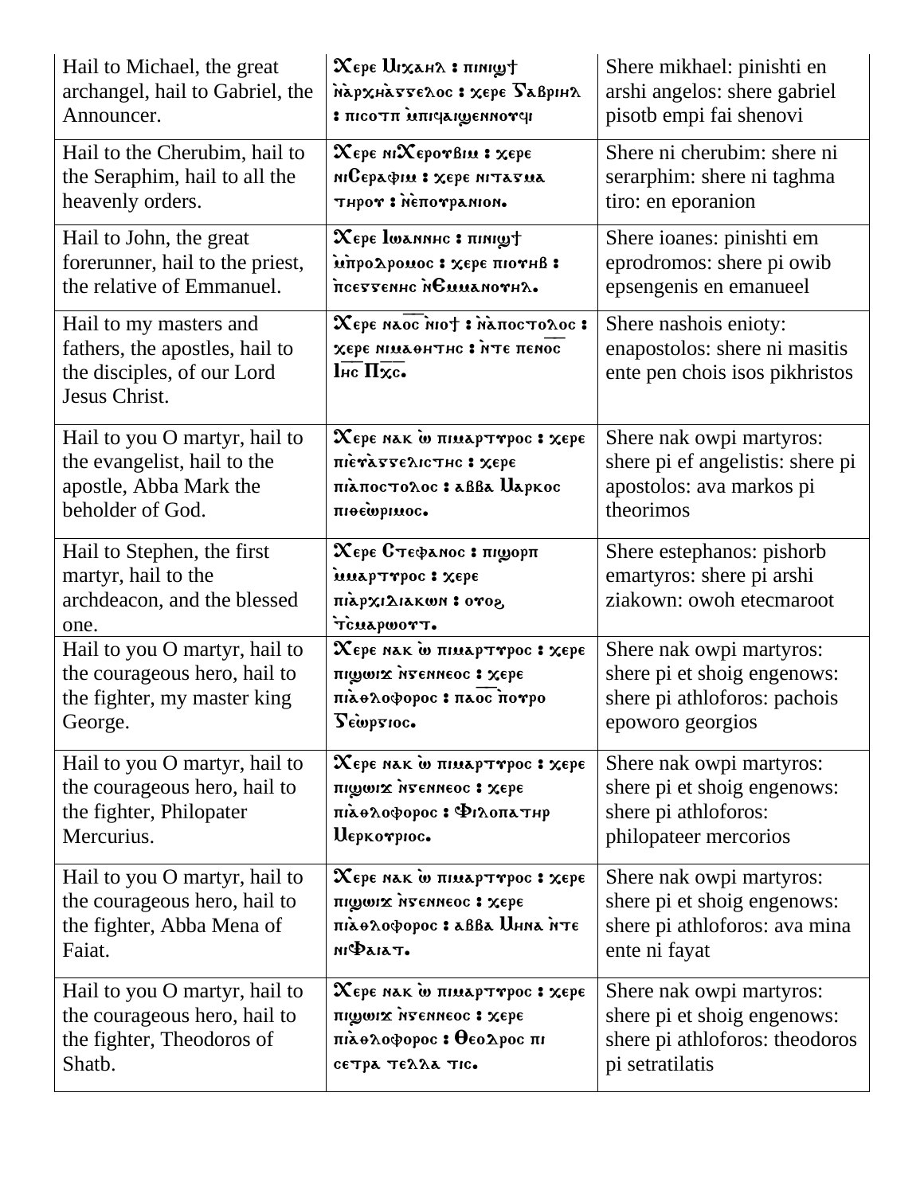| Hail to Michael, the great archangel, hail to Gabriel, the Announcer. | Ⲭⲉⲣⲉ Ⲙⲓⲭⲁⲏⲗ : ⲡⲓⲛⲓϣϯ ⲛ̀ⲁⲣⲭⲏⲁ̀ⲅⲅⲉⲗⲟⲥ : ⲭⲉⲣⲉ Ⲅⲁⲃⲣⲓⲏⲗ : ⲡⲓⲥⲟⲧⲡ ⲙ̀ⲡⲓϥⲁⲓϣⲉⲛⲛⲟⲩϥⲓ | Shere mikhael: pinishti en arshi angelos: shere gabriel pisotb empi fai shenovi |
|---|---|---|
| Hail to the Cherubim, hail to the Seraphim, hail to all the heavenly orders. | Ⲭⲉⲣⲉ ⲛⲓⲬⲉⲣⲟⲩⲃⲓⲙ : ⲭⲉⲣⲉ ⲛⲓⲤⲉⲣⲁⲫⲓⲙ : ⲭⲉⲣⲉ ⲛⲓⲧⲁⲅⲙⲁ ⲧⲏⲣⲟⲩ : ⲛ̀ⲉ̀ⲡⲟⲩⲣⲁⲛⲓⲟⲛ. | Shere ni cherubim: shere ni serarphim: shere ni taghma tiro: en eporanion |
| Hail to John, the great forerunner, hail to the priest, the relative of Emmanuel. | Ⲭⲉⲣⲉ Ⲓⲱⲁⲛⲛⲏⲥ : ⲡⲓⲛⲓϣϯ ⲙ̀ⲡⲣⲟⲇⲣⲟⲙⲟⲥ : ⲭⲉⲣⲉ ⲡⲓⲟⲩⲏⲃ : ⲡ̀ⲥⲉⲅⲅⲉⲛⲏⲥ ⲛ̀Ⲉⲙⲙⲁⲛⲟⲩⲏⲗ. | Shere ioanes: pinishti em eprodromos: shere pi owib epsengenis en emanueel |
| Hail to my masters and fathers, the apostles, hail to the disciples, of our Lord Jesus Christ. | Ⲭⲉⲣⲉ ⲛⲁⲟ̅ⲥ̅ ⲛ̀ⲓⲟϯ : ⲛ̀ⲁ̀ⲡⲟⲥⲧⲟⲗⲟⲥ : ⲭⲉⲣⲉ ⲛⲓⲙⲁⲑⲏⲧⲏⲥ : ⲛ̀ⲧⲉ ⲡⲉⲛⲟ̅ⲥ̅ Ⲓⲏ̅ⲥ̅ Ⲡⲭ̅ⲥ̅. | Shere nashois enioty: enapostolos: shere ni masitis ente pen chois isos pikhristos |
| Hail to you O martyr, hail to the evangelist, hail to the apostle, Abba Mark the beholder of God. | Ⲭⲉⲣⲉ ⲛⲁⲕ ⲱ̀ ⲡⲓⲙⲁⲣⲧⲩⲣⲟⲥ : ⲭⲉⲣⲉ ⲡⲓⲉ̀ⲩⲁ̀ⲅⲅⲉⲗⲓⲥⲧⲏⲥ : ⲭⲉⲣⲉ ⲡⲓⲁ̀ⲡⲟⲥⲧⲟⲗⲟⲥ : ⲁⲃⲃⲁ Ⲙⲁⲣⲕⲟⲥ ⲡⲓⲑⲉⲱ̀ⲣⲓⲙⲟⲥ. | Shere nak owpi martyros: shere pi ef angelistis: shere pi apostolos: ava markos pi theorimos |
| Hail to Stephen, the first martyr, hail to the archdeacon, and the blessed one. | Ⲭⲉⲣⲉ Ⲥⲧⲉⲫⲁⲛⲟⲥ : ⲡⲓϣⲟⲣⲡ ⲙ̀ⲙⲁⲣⲧⲩⲣⲟⲥ : ⲭⲉⲣⲉ ⲡⲓⲁ̀ⲣⲭⲓⲇⲓⲁⲕⲱⲛ : ⲟⲩⲟϩ ⲧ̀ⲥⲙⲁⲣⲱⲟⲩⲧ. | Shere estephanos: pishorb emartyros: shere pi arshi ziakown: owoh etecmaroot |
| Hail to you O martyr, hail to the courageous hero, hail to the fighter, my master king George. | Ⲭⲉⲣⲉ ⲛⲁⲕ ⲱ̀ ⲡⲓⲙⲁⲣⲧⲩⲣⲟⲥ : ⲭⲉⲣⲉ ⲡⲓϣⲱⲓϫ ⲛ̀ⲅⲉⲛⲛⲉⲟⲥ : ⲭⲉⲣⲉ ⲡⲓⲁ̀ⲑⲗⲟⲫⲟⲣⲟⲥ : ⲡⲁⲟ̅ⲥ̅ ⲡ̀ⲟⲩⲣⲟ Ⲅⲉⲱ̀ⲣⲅⲓⲟⲥ. | Shere nak owpi martyros: shere pi et shoig engenows: shere pi athloforos: pachois epoworo georgios |
| Hail to you O martyr, hail to the courageous hero, hail to the fighter, Philopater Mercurius. | Ⲭⲉⲣⲉ ⲛⲁⲕ ⲱ̀ ⲡⲓⲙⲁⲣⲧⲩⲣⲟⲥ : ⲭⲉⲣⲉ ⲡⲓϣⲱⲓϫ ⲛ̀ⲅⲉⲛⲛⲉⲟⲥ : ⲭⲉⲣⲉ ⲡⲓⲁ̀ⲑⲗⲟⲫⲟⲣⲟⲥ : Ⲫⲓⲗⲟⲡⲁⲧⲏⲣ Ⲙⲉⲣⲕⲟⲩⲣⲓⲟⲥ. | Shere nak owpi martyros: shere pi et shoig engenows: shere pi athloforos: philopateer mercorios |
| Hail to you O martyr, hail to the courageous hero, hail to the fighter, Abba Mena of Faiat. | Ⲭⲉⲣⲉ ⲛⲁⲕ ⲱ̀ ⲡⲓⲙⲁⲣⲧⲩⲣⲟⲥ : ⲭⲉⲣⲉ ⲡⲓϣⲱⲓϫ ⲛ̀ⲅⲉⲛⲛⲉⲟⲥ : ⲭⲉⲣⲉ ⲡⲓⲁ̀ⲑⲗⲟⲫⲟⲣⲟⲥ : ⲁⲃⲃⲁ Ⲙⲏⲛⲁ ⲛ̀ⲧⲉ ⲛⲓⲪⲁⲓⲁⲧ. | Shere nak owpi martyros: shere pi et shoig engenows: shere pi athloforos: ava mina ente ni fayat |
| Hail to you O martyr, hail to the courageous hero, hail to the fighter, Theodoros of Shatb. | Ⲭⲉⲣⲉ ⲛⲁⲕ ⲱ̀ ⲡⲓⲙⲁⲣⲧⲩⲣⲟⲥ : ⲭⲉⲣⲉ ⲡⲓϣⲱⲓϫ ⲛ̀ⲅⲉⲛⲛⲉⲟⲥ : ⲭⲉⲣⲉ ⲡⲓⲁ̀ⲑⲗⲟⲫⲟⲣⲟⲥ : Ⲑⲉⲟⲇⲣⲟⲥ ⲡⲓ ⲥⲉⲧⲣⲁ ⲧⲉⲗⲗⲁ ⲧⲓⲥ. | Shere nak owpi martyros: shere pi et shoig engenows: shere pi athloforos: theodoros pi setratilatis |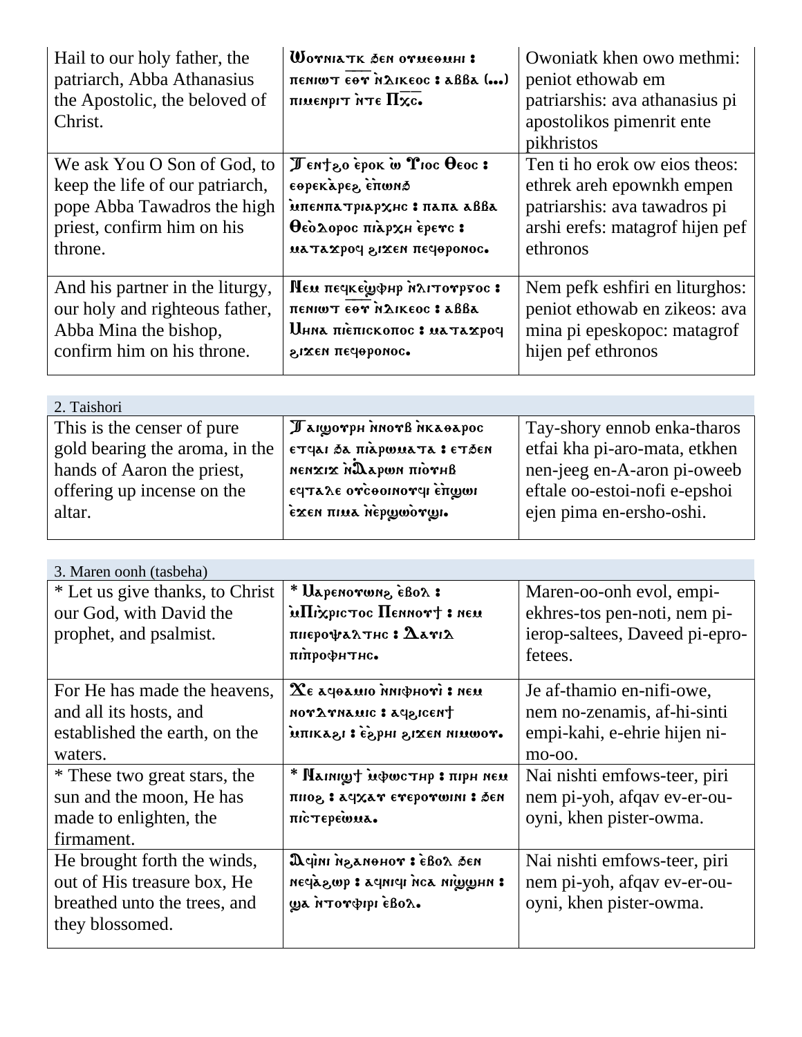| Hail to our holy father, the patriarch, Abba Athanasius the Apostolic, the beloved of Christ. | Ⲱⲟⲩⲛⲓⲁⲧⲕ ϧⲉⲛ ⲟⲩⲙⲉⲑⲙⲏⲓ : ⲡⲉⲛⲓⲱⲧ ⲉⲑⲩ ⲛ̀ⲇⲓⲕⲉⲟⲥ : ⲁⲃⲃⲁ (...) ⲡⲓⲙⲉⲛⲣⲓⲧ ⲛ̀ⲧⲉ Ⲡⲭ̅ⲥ. | Owoniatk khen owo methmi: peniot ethowab em patriarshis: ava athanasius pi apostolikos pimenrit ente pikhristos |
|---|---|---|
| We ask You O Son of God, to keep the life of our patriarch, pope Abba Tawadros the high priest, confirm him on his throne. | Ⲧⲉⲛϯϩⲟ ⲉ̀ⲣⲟⲕ ⲱ̀ Ⲩⲓⲟⲥ Ⲑⲉⲟⲥ : ⲉⲑⲣⲉⲕⲁ̀ⲣⲉϩ ⲉ̀ⲡⲱⲛϧ ⲙ̀ⲡⲉⲛⲡⲁⲧⲣⲓⲁⲣⲭⲏⲥ : ⲡⲁⲡⲁ ⲁⲃⲃⲁ Ⲑⲉⲟ̀ⲇⲟⲣⲟⲥ ⲡⲓⲁ̀ⲣⲭⲏ ⲉ̀ⲣⲉⲩⲥ : ⲙⲁⲧⲁϫⲣⲟϥ ϩⲓϫⲉⲛ ⲡⲉϥⲑⲣⲟⲛⲟⲥ. | Ten ti ho erok ow eios theos: ethrek areh epownkh empen patriarshis: ava tawadros pi arshi erefs: matagrof hijen pef ethronos |
| And his partner in the liturgy, our holy and righteous father, Abba Mina the bishop, confirm him on his throne. | Ⲛⲉⲙ ⲡⲉϥⲕⲉϣ̀ⲫⲏⲣ ⲛ̀ⲗⲓⲧⲟⲩⲣⲅⲟⲥ : ⲡⲉⲛⲓⲱⲧ ⲉⲑⲩ ⲛ̀ⲇⲓⲕⲉⲟⲥ : ⲁⲃⲃⲁ Ⲙⲏⲛⲁ ⲡⲓⲉ̀ⲡⲓⲥⲕⲟⲡⲟⲥ : ⲙⲁⲧⲁϫⲣⲟϥ ϩⲓϫⲉⲛ ⲡⲉϥⲑⲣⲟⲛⲟⲥ. | Nem pefk eshfiri en liturghos: peniot ethowab en zikeos: ava mina pi epeskopoc: matagrof hijen pef ethronos |

| 2. Taishori | | |
|---|---|---|
| This is the censer of pure gold bearing the aroma, in the hands of Aaron the priest, offering up incense on the altar. | Ⲧⲁⲓϣⲟⲩⲣⲏ ⲛ̀ⲛⲟⲩⲃ ⲛ̀ⲕⲁⲑⲁⲣⲟⲥ ⲉⲧϥⲁⲓ ϧⲁ ⲡⲓⲁ̀ⲣⲱⲙⲁⲧⲁ : ⲉⲧϧⲉⲛ ⲛⲉⲛϫⲓϫ ⲛ̀Ⲁ̀ⲁⲣⲱⲛ ⲡⲓⲟⲩⲏⲃ ⲉϥⲧⲁⲗⲉ ⲟⲩⲥ̀ⲑⲟⲓⲛⲟⲩϥⲓ ⲉ̀ⲡϣⲱⲓ ⲉ̀ϫⲉⲛ ⲡⲓⲙⲁ ⲛ̀ⲉ̀ⲣϣⲱⲟ̀ⲩϣⲓ. | Tay-shory ennob enka-tharos etfai kha pi-aro-mata, etkhen nen-jeeg en-A-aron pi-oweeb eftale oo-estoi-nofi e-epshoi ejen pima en-ersho-oshi. |

| 3. Maren oonh (tasbeha) | | |
|---|---|---|
| * Let us give thanks, to Christ our God, with David the prophet, and psalmist. | * Ⲙⲁⲣⲉⲛⲟⲩⲱⲛϩ ⲉ̀ⲃⲟⲗ : ⲙ̀Ⲡⲓⲭ̀ⲣⲓⲥⲧⲟⲥ Ⲡⲉⲛⲛⲟⲩϯ : ⲛⲉⲙ ⲡⲓⲉⲣⲟⲯⲁⲗⲧⲏⲥ : Ⲇⲁⲩⲓⲇ ⲡⲓⲡ̀ⲣⲟⲫⲏⲧⲏⲥ. | Maren-oo-onh evol, empi-ekhres-tos pen-noti, nem pi-ierop-saltees, Daveed pi-epro-fetees. |
| For He has made the heavens, and all its hosts, and established the earth, on the waters. | Ϫⲉ ⲁϥⲑⲁⲙⲓⲟ ⲛ̀ⲛⲓⲫⲏⲟⲩⲓ̀ : ⲛⲉⲙ ⲛⲟⲩⲇⲩⲛⲁⲙⲓⲥ : ⲁϥϩⲓⲥⲉⲛϯ ⲙ̀ⲡⲓⲕⲁϩⲓ : ⲉ̀ϩⲣⲏⲓ ϩⲓϫⲉⲛ ⲛⲓⲙⲱⲟⲩ. | Je af-thamio en-nifi-owe, nem no-zenamis, af-hi-sinti empi-kahi, e-ehrie hijen ni-mo-oo. |
| * These two great stars, the sun and the moon, He has made to enlighten, the firmament. | * Ⲛⲁⲓⲛⲓϣϯ ⲙ̀ⲫⲱⲥⲧⲏⲣ : ⲡⲓⲣⲏ ⲛⲉⲙ ⲡⲓⲓⲟϩ : ⲁϥⲭⲁⲩ ⲉⲩⲉⲣⲟⲩⲱⲓⲛⲓ : ϧⲉⲛ ⲡⲓⲥ̀ⲧⲉⲣⲉⲱ̀ⲙⲁ. | Nai nishti emfows-teer, piri nem pi-yoh, afqav ev-er-ou-oyni, khen pister-owma. |
| He brought forth the winds, out of His treasure box, He breathed unto the trees, and they blossomed. | Ⲁϥⲓ̀ⲛⲓ ⲛ̀ϩⲁⲛⲑⲏⲟⲩ : ⲉ̀ⲃⲟⲗ ϧⲉⲛ ⲛⲉϥⲁ̀ϩⲱⲣ : ⲁϥⲛⲓϥⲓ ⲛ̀ⲥⲁ ⲛⲓϣ̀ϣⲏⲛ : ϣⲁ ⲛ̀ⲧⲟⲩⲫⲓⲣⲓ ⲉ̀ⲃⲟⲗ. | Nai nishti emfows-teer, piri nem pi-yoh, afqav ev-er-ou-oyni, khen pister-owma. |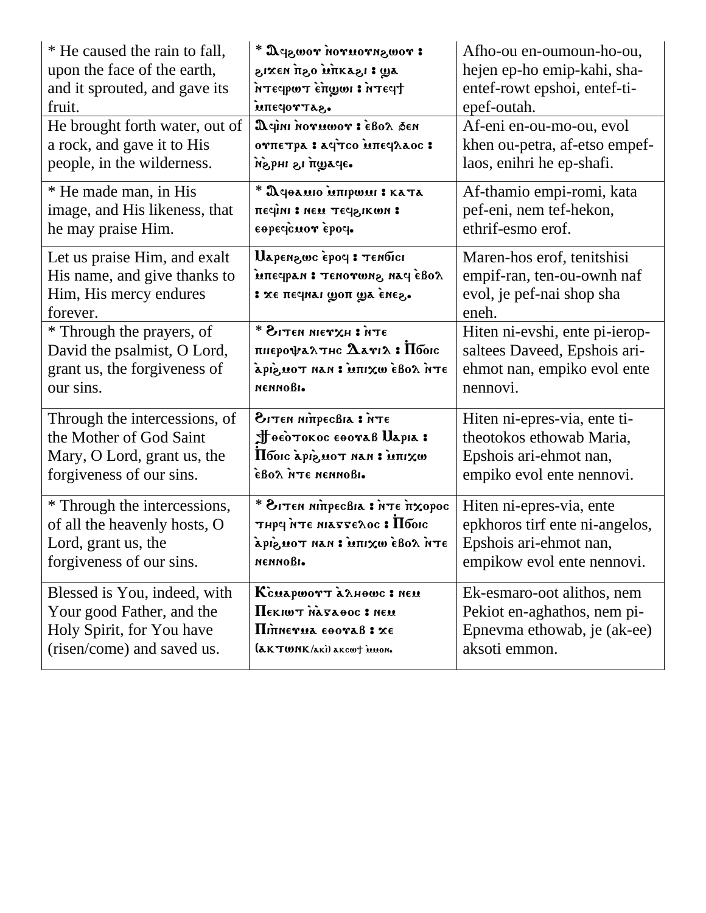| | | |
|---|---|---|
| * He caused the rain to fall, upon the face of the earth, and it sprouted, and gave its fruit. | * Ⲁϥϩⲱⲟⲩ ⲛ̀ⲟⲩⲙⲟⲩⲛϩⲱⲟⲩ : ϩⲓϫⲉⲛ ⲡ̀ϩⲟ ⲙ̀ⲡⲕⲁϩⲓ : ϣⲁ ⲛ̀ⲧⲉϥⲣⲱⲧ ⲉ̀ⲡϣⲱⲓ : ⲛ̀ⲧⲉϥϯ ⲙ̀ⲡⲉϥⲟⲩⲧⲁϩ. | Afho-ou en-oumoun-ho-ou, hejen ep-ho emip-kahi, sha-entef-rowt epshoi, entef-ti-epef-outah. |
| He brought forth water, out of a rock, and gave it to His people, in the wilderness. | Ⲁϥⲓ̀ⲛⲓ ⲛ̀ⲟⲩⲙⲱⲟⲩ : ⲉ̀ⲃⲟⲗ ϧⲉⲛ ⲟⲩⲡⲉⲧⲣⲁ : ⲁϥⲧ̀ⲥⲟ ⲙ̀ⲡⲉϥⲗⲁⲟⲥ : ⲛ̀ϩⲣⲏⲓ ϩⲓ ⲡ̀ϣⲁϥⲉ. | Af-eni en-ou-mo-ou, evol khen ou-petra, af-etso empef-laos, enihri he ep-shafi. |
| * He made man, in His image, and His likeness, that he may praise Him. | * Ⲁϥⲑⲁⲙⲓⲟ ⲙ̀ⲡⲓⲣⲱⲙⲓ : ⲕⲁⲧⲁ ⲡⲉϥⲓ̀ⲛⲓ : ⲛⲉⲙ ⲧⲉϥϩⲓⲕⲱⲛ : ⲉⲑⲣⲉϥⲥ̀ⲙⲟⲩ ⲉ̀ⲣⲟϥ. | Af-thamio empi-romi, kata pef-eni, nem tef-hekon, ethrif-esmo erof. |
| Let us praise Him, and exalt His name, and give thanks to Him, His mercy endures forever. | Ⲙⲁⲣⲉⲛϩⲱⲥ ⲉ̀ⲣⲟϥ : ⲧⲉⲛϭⲓⲥⲓ ⲙ̀ⲡⲉϥⲣⲁⲛ : ⲧⲉⲛⲟⲩⲱⲛϩ ⲛⲁϥ ⲉ̀ⲃⲟⲗ : ϫⲉ ⲡⲉϥⲛⲁⲓ ϣⲟⲡ ϣⲁ ⲉ̀ⲛⲉϩ. | Maren-hos erof, tenitshisi empif-ran, ten-ou-ownh naf evol, je pef-nai shop sha eneh. |
| * Through the prayers, of David the psalmist, O Lord, grant us, the forgiveness of our sins. | * Ϩⲓⲧⲉⲛ ⲛⲓⲉⲩⲭⲏ : ⲛ̀ⲧⲉ ⲡⲓⲓⲉⲣⲟⲯⲁⲗⲧⲏⲥ Ⲇⲁⲩⲓⲇ : Ⲡ̀ϭⲟⲓⲥ ⲁ̀ⲣⲓϩ̀ⲙⲟⲧ ⲛⲁⲛ : ⲙ̀ⲡⲓⲭⲱ ⲉ̀ⲃⲟⲗ ⲛ̀ⲧⲉ ⲛⲉⲛⲛⲟⲃⲓ. | Hiten ni-evshi, ente pi-ierop-saltees Daveed, Epshois ari-ehmot nan, empiko evol ente nennovi. |
| Through the intercessions, of the Mother of God Saint Mary, O Lord, grant us, the forgiveness of our sins. | Ϩⲓⲧⲉⲛ ⲛⲓⲡ̀ⲣⲉⲥⲃⲓⲁ : ⲛ̀ⲧⲉ ϯⲑⲉⲟ̀ⲧⲟⲕⲟⲥ ⲉⲑⲟⲩⲁⲃ Ⲙⲁⲣⲓⲁ : Ⲡ̀ϭⲟⲓⲥ ⲁ̀ⲣⲓϩ̀ⲙⲟⲧ ⲛⲁⲛ : ⲙ̀ⲡⲓⲭⲱ ⲉ̀ⲃⲟⲗ ⲛ̀ⲧⲉ ⲛⲉⲛⲛⲟⲃⲓ. | Hiten ni-epres-via, ente ti-theotokos ethowab Maria, Epshois ari-ehmot nan, empiko evol ente nennovi. |
| * Through the intercessions, of all the heavenly hosts, O Lord, grant us, the forgiveness of our sins. | * Ϩⲓⲧⲉⲛ ⲛⲓⲡ̀ⲣⲉⲥⲃⲓⲁ : ⲛ̀ⲧⲉ ⲡ̀ⲭⲟⲣⲟⲥ ⲧⲏⲣϥ ⲛ̀ⲧⲉ ⲛⲓⲁⲅⲅⲉⲗⲟⲥ : Ⲡ̀ϭⲟⲓⲥ ⲁ̀ⲣⲓϩ̀ⲙⲟⲧ ⲛⲁⲛ : ⲙ̀ⲡⲓⲭⲱ ⲉ̀ⲃⲟⲗ ⲛ̀ⲧⲉ ⲛⲉⲛⲛⲟⲃⲓ. | Hiten ni-epres-via, ente epkhoros tirf ente ni-angelos, Epshois ari-ehmot nan, empikow evol ente nennovi. |
| Blessed is You, indeed, with Your good Father, and the Holy Spirit, for You have (risen/come) and saved us. | Ⲕ̀ⲥⲙⲁⲣⲱⲟⲩⲧ ⲁ̀ⲗⲏⲑⲱⲥ : ⲛⲉⲙ Ⲡⲉⲕⲓⲱⲧ ⲛ̀ⲁ̀ⲅⲁⲑⲟⲥ : ⲛⲉⲙ Ⲡⲓⲡ̀ⲛⲉⲩⲙⲁ ⲉⲑⲟⲩⲁⲃ : ϫⲉ (ⲁⲕⲧⲱⲛⲕ/ⲁⲕⲓ̀) ⲁⲕⲥⲱϯ ⲙ̀ⲙⲟⲛ. | Ek-esmaro-oot alithos, nem Pekiot en-aghathos, nem pi-Epnevma ethowab, je (ak-ee) aksoti emmon. |